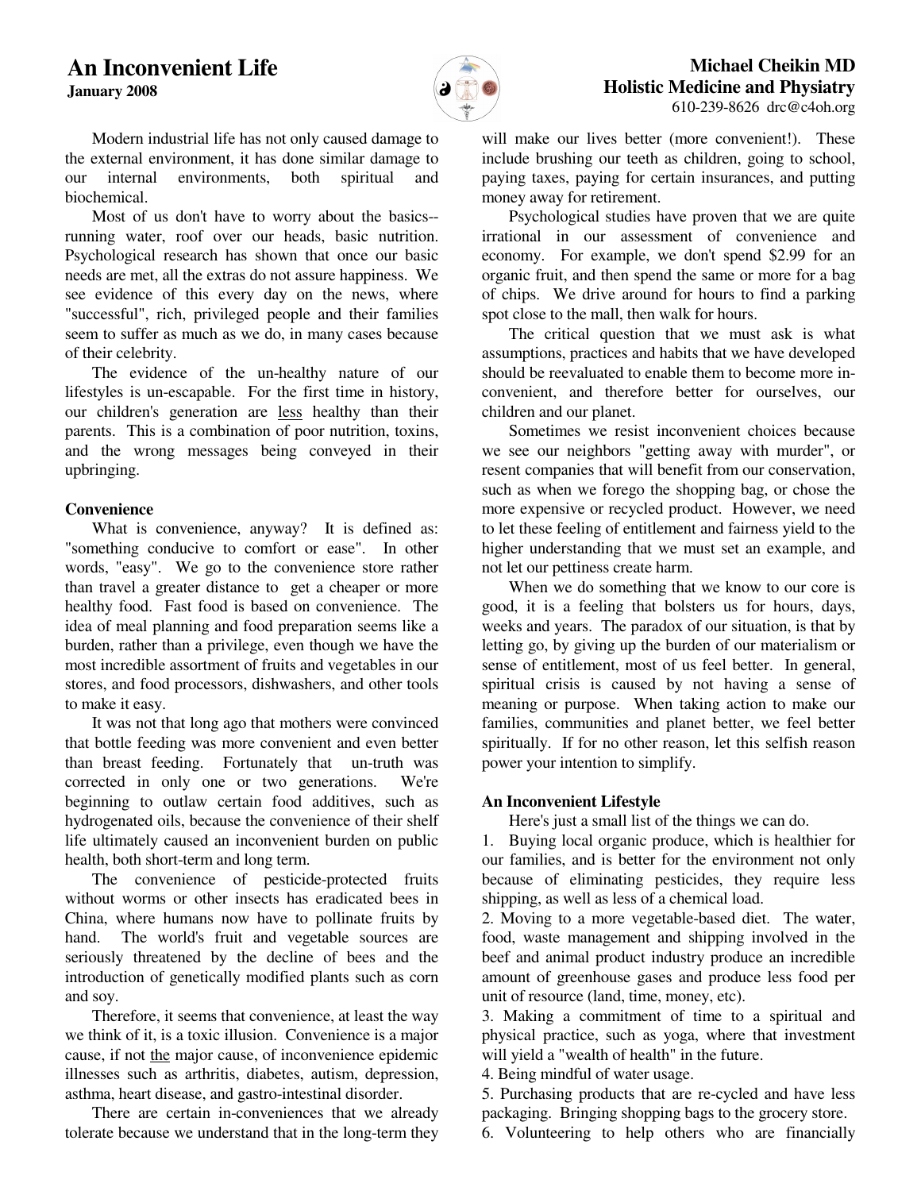# An Inconvenient Life

**January 2008**

**Michael Cheikin MD**
**Holistic Medicine and Physiatry**
610-239-8626 drc@c4oh.org

Modern industrial life has not only caused damage to the external environment, it has done similar damage to our internal environments, both spiritual and biochemical.

Most of us don't have to worry about the basics--running water, roof over our heads, basic nutrition. Psychological research has shown that once our basic needs are met, all the extras do not assure happiness. We see evidence of this every day on the news, where "successful", rich, privileged people and their families seem to suffer as much as we do, in many cases because of their celebrity.

The evidence of the un-healthy nature of our lifestyles is un-escapable. For the first time in history, our children's generation are less healthy than their parents. This is a combination of poor nutrition, toxins, and the wrong messages being conveyed in their upbringing.

### Convenience

What is convenience, anyway? It is defined as: "something conducive to comfort or ease". In other words, "easy". We go to the convenience store rather than travel a greater distance to get a cheaper or more healthy food. Fast food is based on convenience. The idea of meal planning and food preparation seems like a burden, rather than a privilege, even though we have the most incredible assortment of fruits and vegetables in our stores, and food processors, dishwashers, and other tools to make it easy.

It was not that long ago that mothers were convinced that bottle feeding was more convenient and even better than breast feeding. Fortunately that un-truth was corrected in only one or two generations. We're beginning to outlaw certain food additives, such as hydrogenated oils, because the convenience of their shelf life ultimately caused an inconvenient burden on public health, both short-term and long term.

The convenience of pesticide-protected fruits without worms or other insects has eradicated bees in China, where humans now have to pollinate fruits by hand. The world's fruit and vegetable sources are seriously threatened by the decline of bees and the introduction of genetically modified plants such as corn and soy.

Therefore, it seems that convenience, at least the way we think of it, is a toxic illusion. Convenience is a major cause, if not the major cause, of inconvenience epidemic illnesses such as arthritis, diabetes, autism, depression, asthma, heart disease, and gastro-intestinal disorder.

There are certain in-conveniences that we already tolerate because we understand that in the long-term they will make our lives better (more convenient!). These include brushing our teeth as children, going to school, paying taxes, paying for certain insurances, and putting money away for retirement.

Psychological studies have proven that we are quite irrational in our assessment of convenience and economy. For example, we don't spend $2.99 for an organic fruit, and then spend the same or more for a bag of chips. We drive around for hours to find a parking spot close to the mall, then walk for hours.

The critical question that we must ask is what assumptions, practices and habits that we have developed should be reevaluated to enable them to become more in-convenient, and therefore better for ourselves, our children and our planet.

Sometimes we resist inconvenient choices because we see our neighbors "getting away with murder", or resent companies that will benefit from our conservation, such as when we forego the shopping bag, or chose the more expensive or recycled product. However, we need to let these feeling of entitlement and fairness yield to the higher understanding that we must set an example, and not let our pettiness create harm.

When we do something that we know to our core is good, it is a feeling that bolsters us for hours, days, weeks and years. The paradox of our situation, is that by letting go, by giving up the burden of our materialism or sense of entitlement, most of us feel better. In general, spiritual crisis is caused by not having a sense of meaning or purpose. When taking action to make our families, communities and planet better, we feel better spiritually. If for no other reason, let this selfish reason power your intention to simplify.

### An Inconvenient Lifestyle

Here's just a small list of the things we can do.

1. Buying local organic produce, which is healthier for our families, and is better for the environment not only because of eliminating pesticides, they require less shipping, as well as less of a chemical load.
2. Moving to a more vegetable-based diet. The water, food, waste management and shipping involved in the beef and animal product industry produce an incredible amount of greenhouse gases and produce less food per unit of resource (land, time, money, etc).
3. Making a commitment of time to a spiritual and physical practice, such as yoga, where that investment will yield a "wealth of health" in the future.
4. Being mindful of water usage.
5. Purchasing products that are re-cycled and have less packaging. Bringing shopping bags to the grocery store.
6. Volunteering to help others who are financially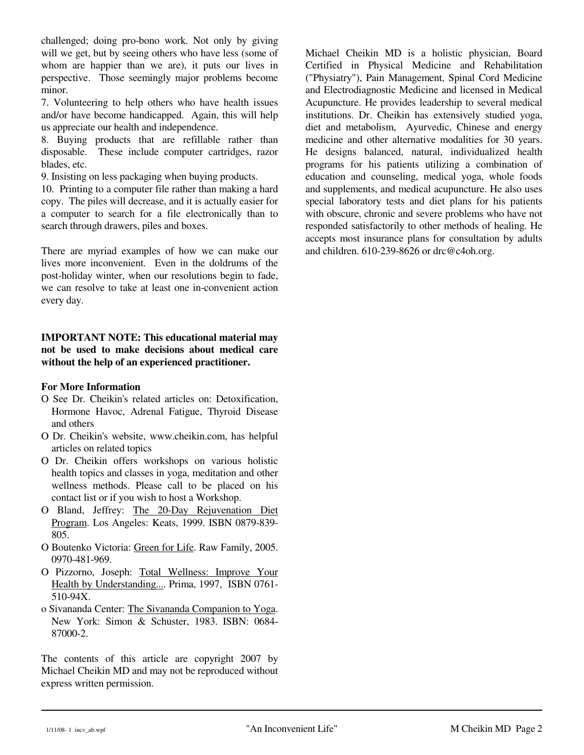challenged; doing pro-bono work. Not only by giving will we get, but by seeing others who have less (some of whom are happier than we are), it puts our lives in perspective. Those seemingly major problems become minor.

7. Volunteering to help others who have health issues and/or have become handicapped. Again, this will help us appreciate our health and independence.

8. Buying products that are refillable rather than disposable. These include computer cartridges, razor blades, etc.

9. Insisting on less packaging when buying products.

10. Printing to a computer file rather than making a hard copy. The piles will decrease, and it is actually easier for a computer to search for a file electronically than to search through drawers, piles and boxes.

There are myriad examples of how we can make our lives more inconvenient. Even in the doldrums of the post-holiday winter, when our resolutions begin to fade, we can resolve to take at least one in-convenient action every day.

**IMPORTANT NOTE: This educational material may not be used to make decisions about medical care without the help of an experienced practitioner.**

**For More Information**

- See Dr. Cheikin's related articles on: Detoxification, Hormone Havoc, Adrenal Fatigue, Thyroid Disease and others
- Dr. Cheikin's website, www.cheikin.com, has helpful articles on related topics
- Dr. Cheikin offers workshops on various holistic health topics and classes in yoga, meditation and other wellness methods. Please call to be placed on his contact list or if you wish to host a Workshop.
- Bland, Jeffrey: The 20-Day Rejuvenation Diet Program. Los Angeles: Keats, 1999. ISBN 0879-839-805.
- Boutenko Victoria: Green for Life. Raw Family, 2005. 0970-481-969.
- Pizzorno, Joseph: Total Wellness: Improve Your Health by Understanding.... Prima, 1997, ISBN 0761-510-94X.
- Sivananda Center: The Sivananda Companion to Yoga. New York: Simon & Schuster, 1983. ISBN: 0684-87000-2.

The contents of this article are copyright 2007 by Michael Cheikin MD and may not be reproduced without express written permission.

Michael Cheikin MD is a holistic physician, Board Certified in Physical Medicine and Rehabilitation ("Physiatry"), Pain Management, Spinal Cord Medicine and Electrodiagnostic Medicine and licensed in Medical Acupuncture. He provides leadership to several medical institutions. Dr. Cheikin has extensively studied yoga, diet and metabolism, Ayurvedic, Chinese and energy medicine and other alternative modalities for 30 years. He designs balanced, natural, individualized health programs for his patients utilizing a combination of education and counseling, medical yoga, whole foods and supplements, and medical acupuncture. He also uses special laboratory tests and diet plans for his patients with obscure, chronic and severe problems who have not responded satisfactorily to other methods of healing. He accepts most insurance plans for consultation by adults and children. 610-239-8626 or drc@c4oh.org.